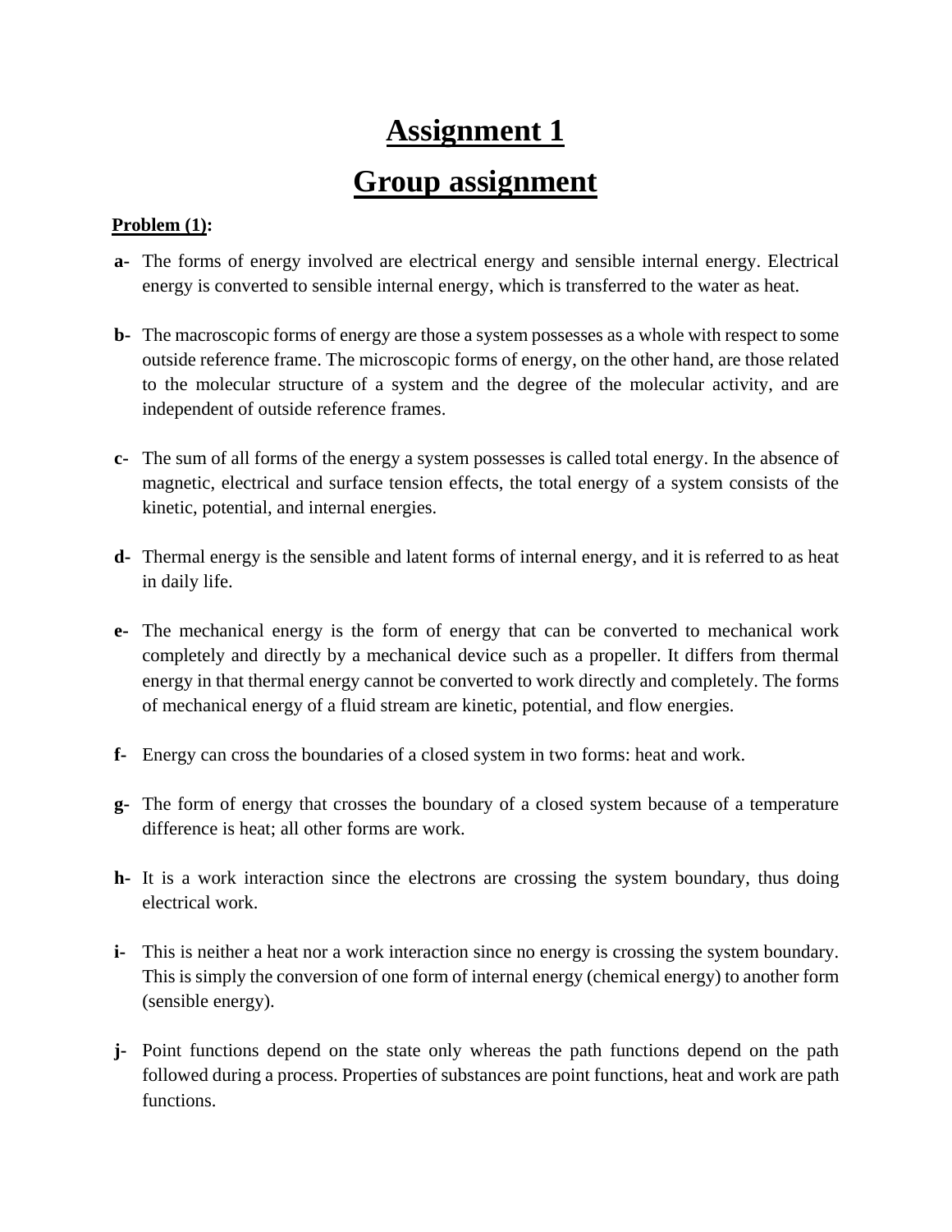# Assignment 1

# Group assignment

**Problem (1):**

**a-** The forms of energy involved are electrical energy and sensible internal energy. Electrical energy is converted to sensible internal energy, which is transferred to the water as heat.

**b-** The macroscopic forms of energy are those a system possesses as a whole with respect to some outside reference frame. The microscopic forms of energy, on the other hand, are those related to the molecular structure of a system and the degree of the molecular activity, and are independent of outside reference frames.

**c-** The sum of all forms of the energy a system possesses is called total energy. In the absence of magnetic, electrical and surface tension effects, the total energy of a system consists of the kinetic, potential, and internal energies.

**d-** Thermal energy is the sensible and latent forms of internal energy, and it is referred to as heat in daily life.

**e-** The mechanical energy is the form of energy that can be converted to mechanical work completely and directly by a mechanical device such as a propeller. It differs from thermal energy in that thermal energy cannot be converted to work directly and completely. The forms of mechanical energy of a fluid stream are kinetic, potential, and flow energies.

**f-** Energy can cross the boundaries of a closed system in two forms: heat and work.

**g-** The form of energy that crosses the boundary of a closed system because of a temperature difference is heat; all other forms are work.

**h-** It is a work interaction since the electrons are crossing the system boundary, thus doing electrical work.

**i-** This is neither a heat nor a work interaction since no energy is crossing the system boundary. This is simply the conversion of one form of internal energy (chemical energy) to another form (sensible energy).

**j-** Point functions depend on the state only whereas the path functions depend on the path followed during a process. Properties of substances are point functions, heat and work are path functions.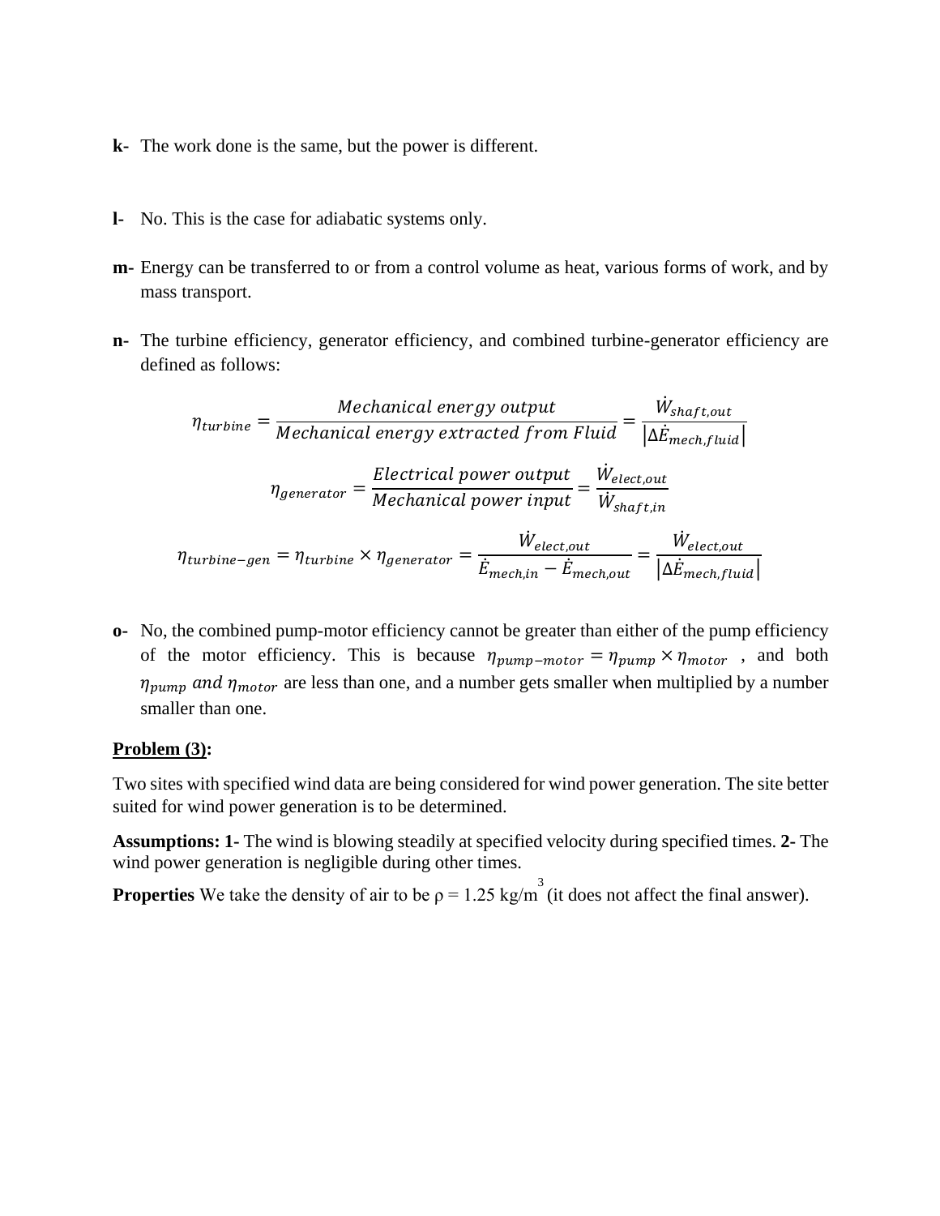**k-** The work done is the same, but the power is different.

**l-** No. This is the case for adiabatic systems only.

**m-** Energy can be transferred to or from a control volume as heat, various forms of work, and by mass transport.

**n-** The turbine efficiency, generator efficiency, and combined turbine-generator efficiency are defined as follows:

$$\eta_{turbine} = \frac{Mechanical\ energy\ output}{Mechanical\ energy\ extracted\ from\ Fluid} = \frac{\dot{W}_{shaft,out}}{\left|\Delta \dot{E}_{mech,fluid}\right|}$$

$$\eta_{generator} = \frac{Electrical\ power\ output}{Mechanical\ power\ input} = \frac{\dot{W}_{elect,out}}{\dot{W}_{shaft,in}}$$

$$\eta_{turbine-gen} = \eta_{turbine} \times \eta_{generator} = \frac{\dot{W}_{elect,out}}{\dot{E}_{mech,in} - \dot{E}_{mech,out}} = \frac{\dot{W}_{elect,out}}{\left|\Delta \dot{E}_{mech,fluid}\right|}$$

**o-** No, the combined pump-motor efficiency cannot be greater than either of the pump efficiency of the motor efficiency. This is because $\eta_{pump-motor} = \eta_{pump} \times \eta_{motor}$ , and both $\eta_{pump}\ and\ \eta_{motor}$ are less than one, and a number gets smaller when multiplied by a number smaller than one.

**Problem (3):**

Two sites with specified wind data are being considered for wind power generation. The site better suited for wind power generation is to be determined.

**Assumptions: 1-** The wind is blowing steadily at specified velocity during specified times. **2-** The wind power generation is negligible during other times.

**Properties** We take the density of air to be $\rho = 1.25\ kg/m^3$ (it does not affect the final answer).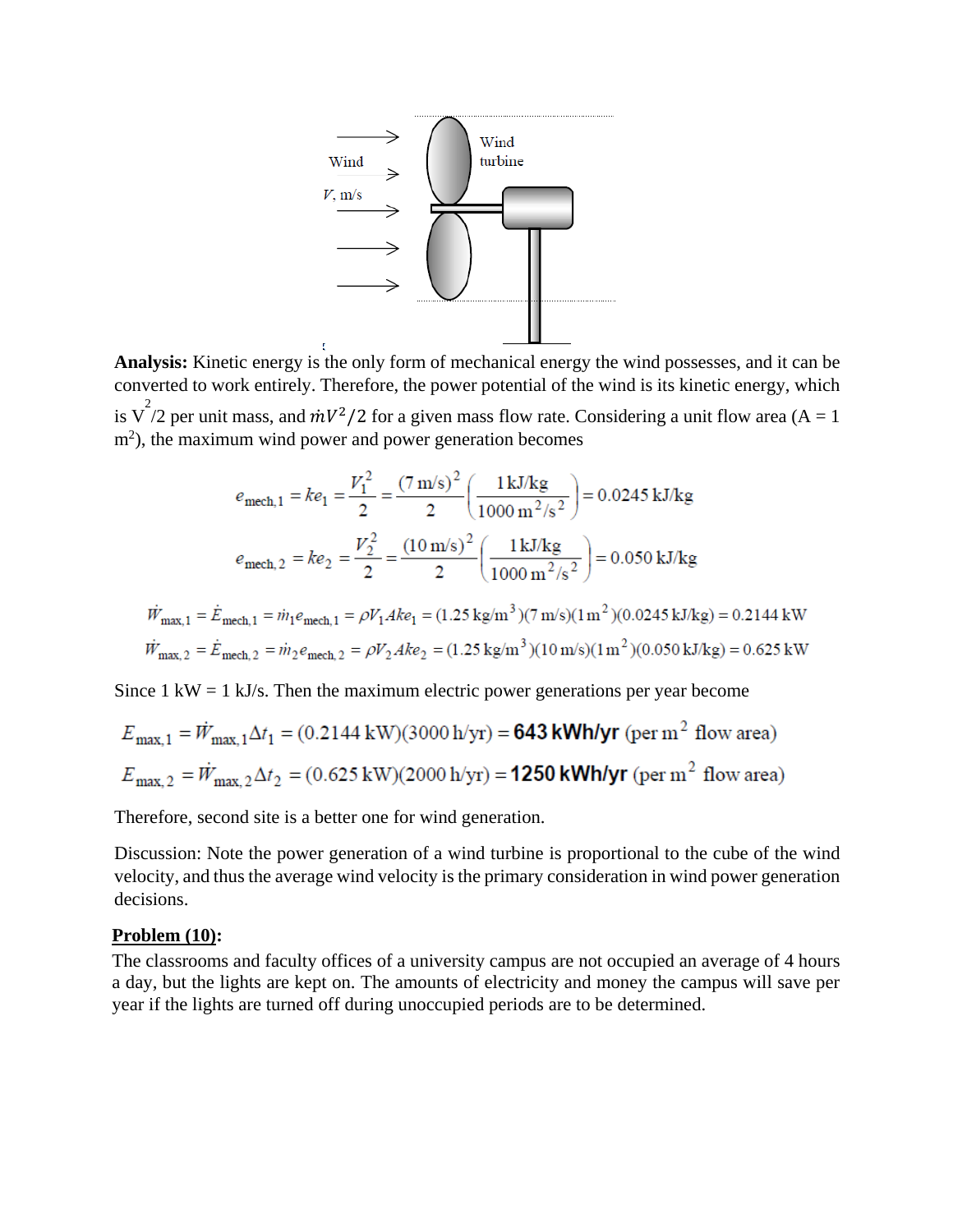**Analysis:** Kinetic energy is the only form of mechanical energy the wind possesses, and it can be converted to work entirely. Therefore, the power potential of the wind is its kinetic energy, which is $V^2/2$ per unit mass, and $\dot{m}V^2/2$ for a given mass flow rate. Considering a unit flow area ($A = 1$ m$^2$), the maximum wind power and power generation becomes

$$e_{\text{mech},1} = ke_1 = \frac{V_1^2}{2} = \frac{(7\text{ m/s})^2}{2}\left(\frac{1\text{ kJ/kg}}{1000\text{ m}^2/\text{s}^2}\right) = 0.0245\text{ kJ/kg}$$

$$e_{\text{mech},2} = ke_2 = \frac{V_2^2}{2} = \frac{(10\text{ m/s})^2}{2}\left(\frac{1\text{ kJ/kg}}{1000\text{ m}^2/\text{s}^2}\right) = 0.050\text{ kJ/kg}$$

$$\dot{W}_{\max,1} = \dot{E}_{\text{mech},1} = \dot{m}_1 e_{\text{mech},1} = \rho V_1 A ke_1 = (1.25\text{ kg/m}^3)(7\text{ m/s})(1\text{ m}^2)(0.0245\text{ kJ/kg}) = 0.2144\text{ kW}$$

$$\dot{W}_{\max,2} = \dot{E}_{\text{mech},2} = \dot{m}_2 e_{\text{mech},2} = \rho V_2 A ke_2 = (1.25\text{ kg/m}^3)(10\text{ m/s})(1\text{ m}^2)(0.050\text{ kJ/kg}) = 0.625\text{ kW}$$

Since 1 kW = 1 kJ/s. Then the maximum electric power generations per year become

$$E_{\max,1} = \dot{W}_{\max,1}\Delta t_1 = (0.2144\text{ kW})(3000\text{ h/yr}) = \mathbf{643\text{ kWh/yr}}\text{ (per m}^2\text{ flow area)}$$

$$E_{\max,2} = \dot{W}_{\max,2}\Delta t_2 = (0.625\text{ kW})(2000\text{ h/yr}) = \mathbf{1250\text{ kWh/yr}}\text{ (per m}^2\text{ flow area)}$$

Therefore, second site is a better one for wind generation.

Discussion: Note the power generation of a wind turbine is proportional to the cube of the wind velocity, and thus the average wind velocity is the primary consideration in wind power generation decisions.

**Problem (10):**

The classrooms and faculty offices of a university campus are not occupied an average of 4 hours a day, but the lights are kept on. The amounts of electricity and money the campus will save per year if the lights are turned off during unoccupied periods are to be determined.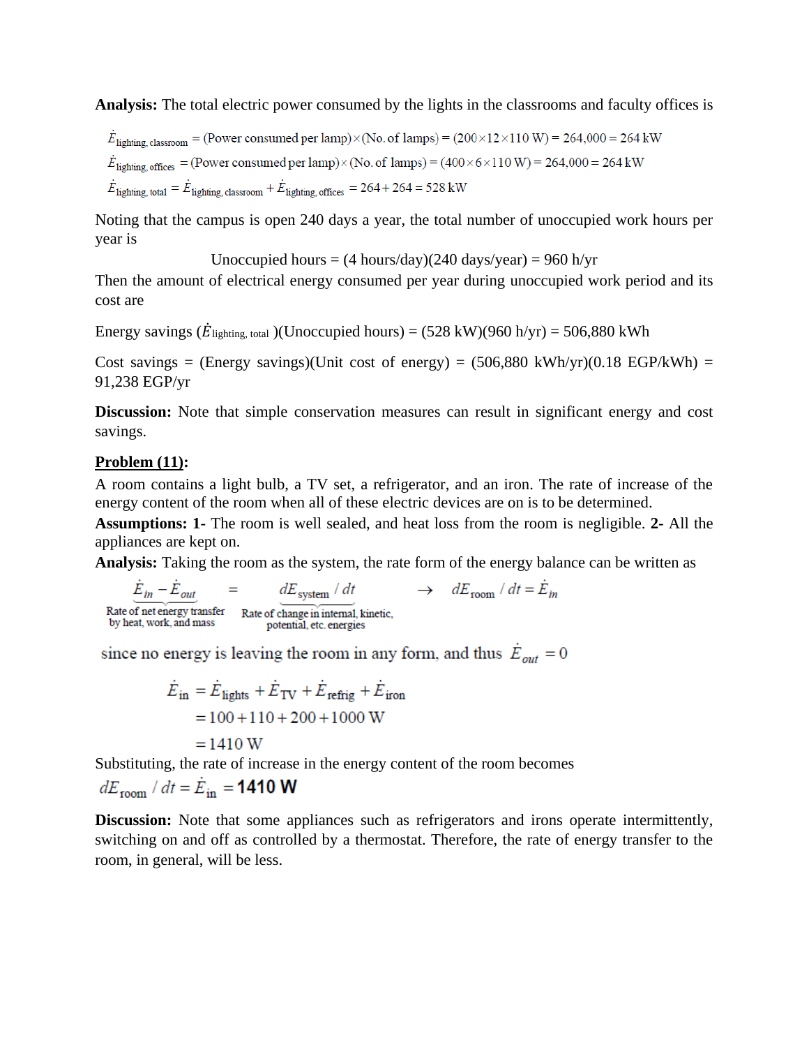**Analysis:** The total electric power consumed by the lights in the classrooms and faculty offices is

$$\dot{E}_{\text{lighting, classroom}} = (\text{Power consumed per lamp}) \times (\text{No. of lamps}) = (200 \times 12 \times 110 \text{ W}) = 264{,}000 = 264 \text{ kW}$$

$$\dot{E}_{\text{lighting, offices}} = (\text{Power consumed per lamp}) \times (\text{No. of lamps}) = (400 \times 6 \times 110 \text{ W}) = 264{,}000 = 264 \text{ kW}$$

$$\dot{E}_{\text{lighting, total}} = \dot{E}_{\text{lighting, classroom}} + \dot{E}_{\text{lighting, offices}} = 264 + 264 = 528 \text{ kW}$$

Noting that the campus is open 240 days a year, the total number of unoccupied work hours per year is

$$\text{Unoccupied hours} = (4 \text{ hours/day})(240 \text{ days/year}) = 960 \text{ h/yr}$$

Then the amount of electrical energy consumed per year during unoccupied work period and its cost are

Energy savings $(\dot{E}_{\text{lighting, total}})$(Unoccupied hours) = (528 kW)(960 h/yr) = 506,880 kWh

Cost savings = (Energy savings)(Unit cost of energy) = (506,880 kWh/yr)(0.18 EGP/kWh) = 91,238 EGP/yr

**Discussion:** Note that simple conservation measures can result in significant energy and cost savings.

**Problem (11):**

A room contains a light bulb, a TV set, a refrigerator, and an iron. The rate of increase of the energy content of the room when all of these electric devices are on is to be determined.

**Assumptions: 1-** The room is well sealed, and heat loss from the room is negligible. **2-** All the appliances are kept on.

**Analysis:** Taking the room as the system, the rate form of the energy balance can be written as

$$\underbrace{\dot{E}_{in} - \dot{E}_{out}}_{\substack{\text{Rate of net energy transfer} \\ \text{by heat, work, and mass}}} = \underbrace{dE_{\text{system}} / dt}_{\substack{\text{Rate of change in internal, kinetic,} \\ \text{potential, etc. energies}}} \quad \rightarrow \quad dE_{\text{room}} / dt = \dot{E}_{in}$$

since no energy is leaving the room in any form, and thus $\dot{E}_{out} = 0$

$$\begin{aligned} \dot{E}_{\text{in}} &= \dot{E}_{\text{lights}} + \dot{E}_{\text{TV}} + \dot{E}_{\text{refrig}} + \dot{E}_{\text{iron}} \\ &= 100 + 110 + 200 + 1000 \text{ W} \\ &= 1410 \text{ W} \end{aligned}$$

Substituting, the rate of increase in the energy content of the room becomes

$$dE_{\text{room}} / dt = \dot{E}_{\text{in}} = \mathbf{1410\ W}$$

**Discussion:** Note that some appliances such as refrigerators and irons operate intermittently, switching on and off as controlled by a thermostat. Therefore, the rate of energy transfer to the room, in general, will be less.